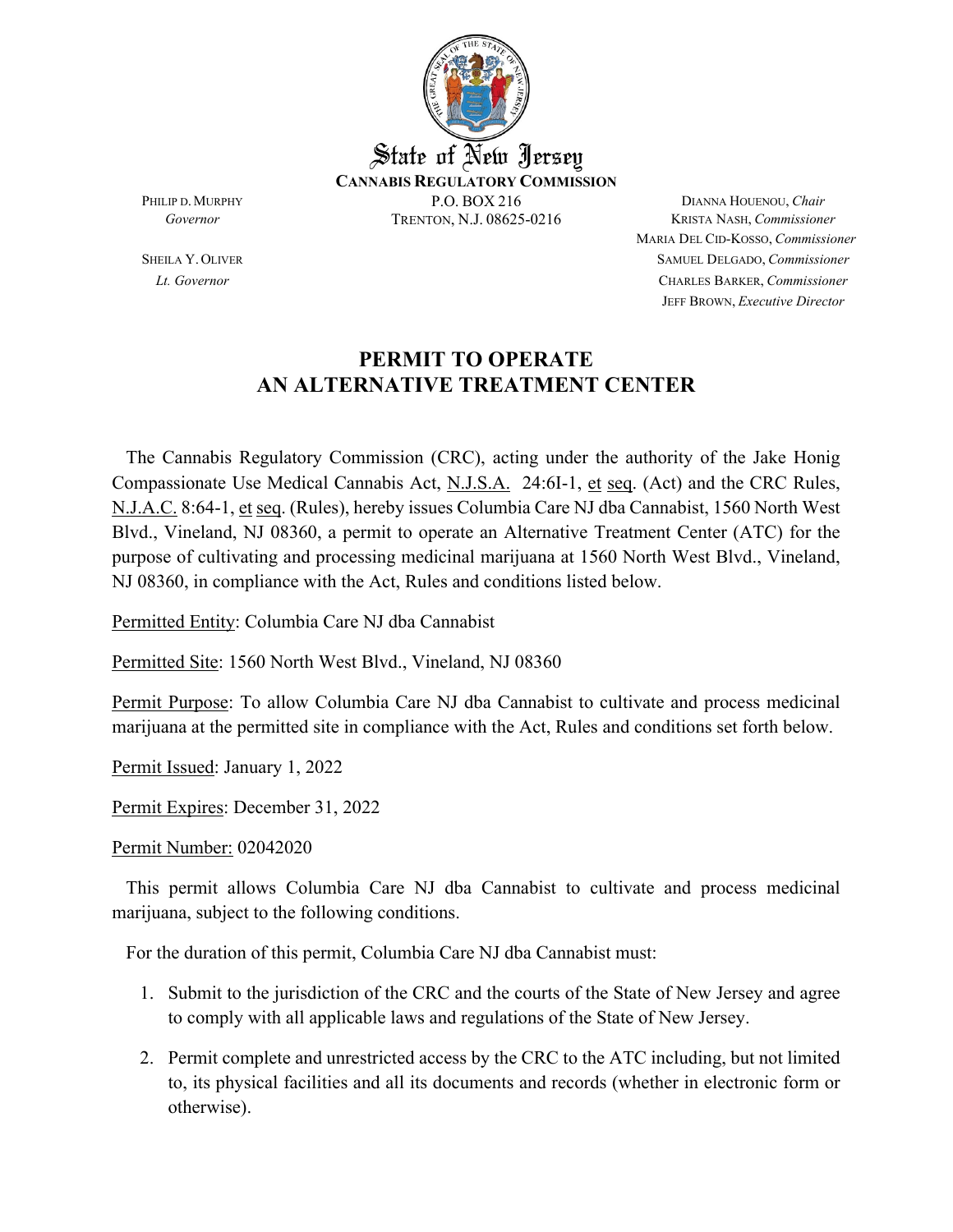State of New Jersey

**CANNABIS REGULATORY COMMISSION**

P.O. BOX 216
TRENTON, N.J. 08625-0216

PHILIP D. MURPHY
*Governor*

SHEILA Y. OLIVER
*Lt. Governor*

DIANNA HOUENOU, *Chair*
KRISTA NASH, *Commissioner*
MARIA DEL CID-KOSSO, *Commissioner*
SAMUEL DELGADO, *Commissioner*
CHARLES BARKER, *Commissioner*
JEFF BROWN, *Executive Director*

# PERMIT TO OPERATE AN ALTERNATIVE TREATMENT CENTER

The Cannabis Regulatory Commission (CRC), acting under the authority of the Jake Honig Compassionate Use Medical Cannabis Act, N.J.S.A. 24:6I-1, et seq. (Act) and the CRC Rules, N.J.A.C. 8:64-1, et seq. (Rules), hereby issues Columbia Care NJ dba Cannabist, 1560 North West Blvd., Vineland, NJ 08360, a permit to operate an Alternative Treatment Center (ATC) for the purpose of cultivating and processing medicinal marijuana at 1560 North West Blvd., Vineland, NJ 08360, in compliance with the Act, Rules and conditions listed below.

Permitted Entity: Columbia Care NJ dba Cannabist

Permitted Site: 1560 North West Blvd., Vineland, NJ 08360

Permit Purpose: To allow Columbia Care NJ dba Cannabist to cultivate and process medicinal marijuana at the permitted site in compliance with the Act, Rules and conditions set forth below.

Permit Issued: January 1, 2022

Permit Expires: December 31, 2022

Permit Number: 02042020

This permit allows Columbia Care NJ dba Cannabist to cultivate and process medicinal marijuana, subject to the following conditions.

For the duration of this permit, Columbia Care NJ dba Cannabist must:

1. Submit to the jurisdiction of the CRC and the courts of the State of New Jersey and agree to comply with all applicable laws and regulations of the State of New Jersey.
2. Permit complete and unrestricted access by the CRC to the ATC including, but not limited to, its physical facilities and all its documents and records (whether in electronic form or otherwise).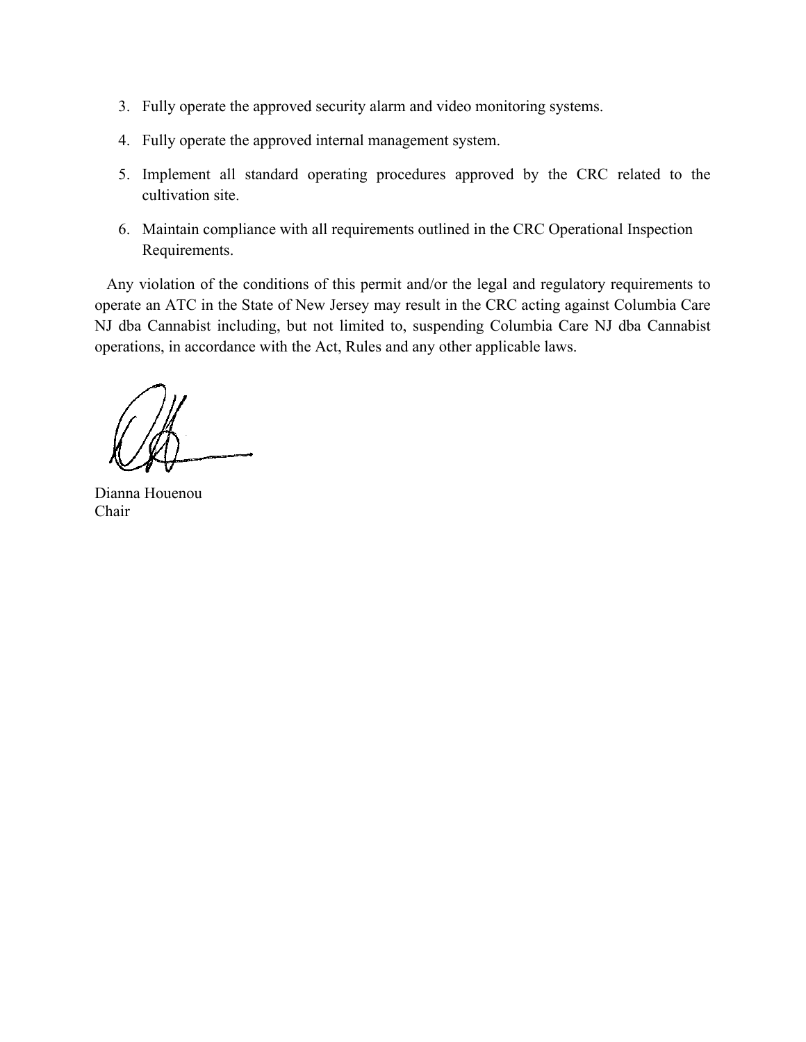3. Fully operate the approved security alarm and video monitoring systems.

4. Fully operate the approved internal management system.

5. Implement all standard operating procedures approved by the CRC related to the cultivation site.

6. Maintain compliance with all requirements outlined in the CRC Operational Inspection Requirements.

Any violation of the conditions of this permit and/or the legal and regulatory requirements to operate an ATC in the State of New Jersey may result in the CRC acting against Columbia Care NJ dba Cannabist including, but not limited to, suspending Columbia Care NJ dba Cannabist operations, in accordance with the Act, Rules and any other applicable laws.

Dianna Houenou
Chair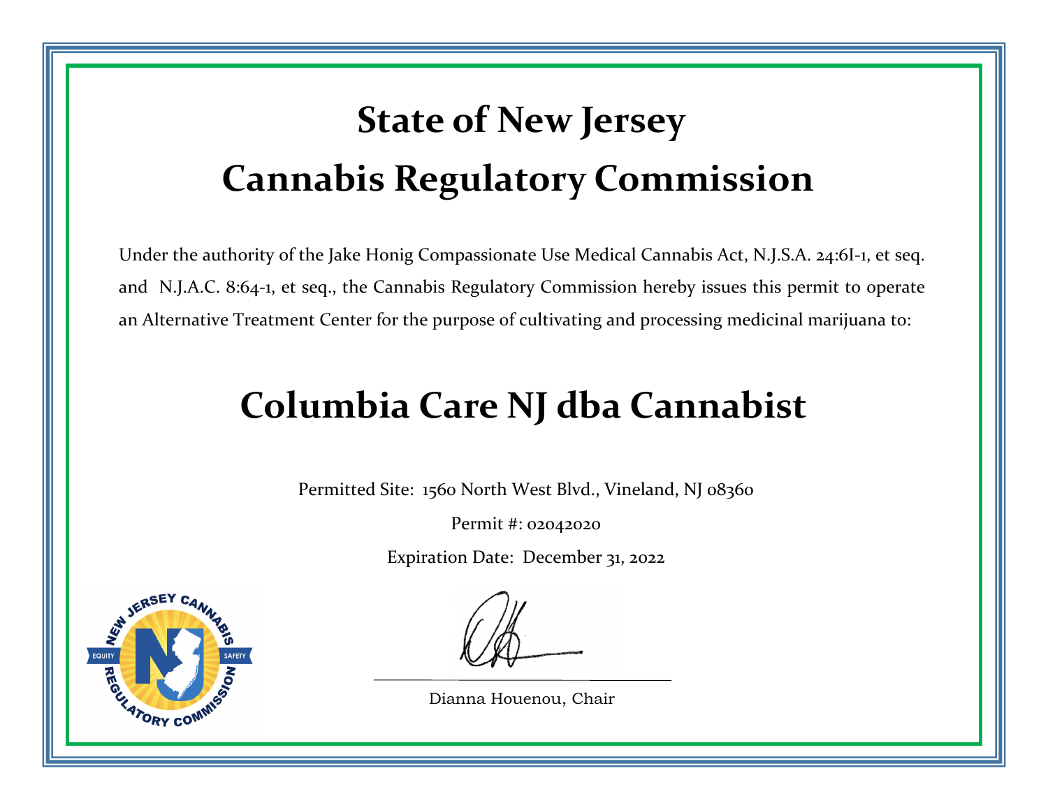# State of New Jersey

# Cannabis Regulatory Commission

Under the authority of the Jake Honig Compassionate Use Medical Cannabis Act, N.J.S.A. 24:6I-1, et seq. and N.J.A.C. 8:64-1, et seq., the Cannabis Regulatory Commission hereby issues this permit to operate an Alternative Treatment Center for the purpose of cultivating and processing medicinal marijuana to:

## Columbia Care NJ dba Cannabist

Permitted Site: 1560 North West Blvd., Vineland, NJ 08360

Permit #: 02042020

Expiration Date: December 31, 2022

Dianna Houenou, Chair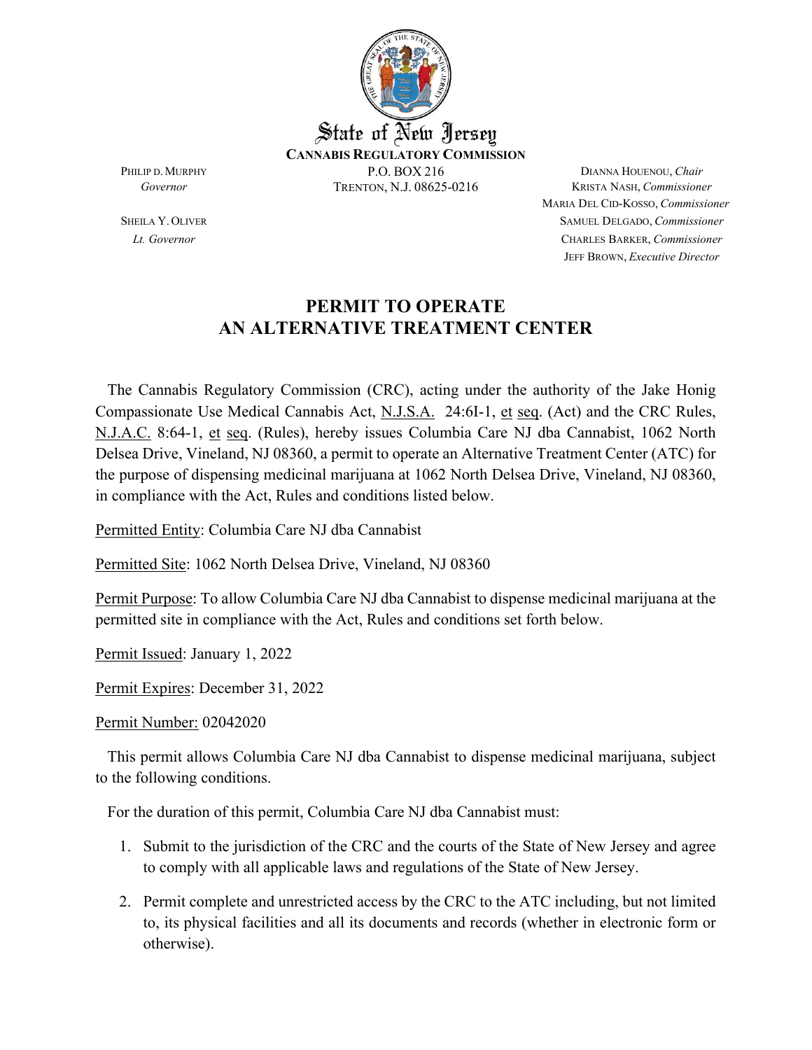State of New Jersey

**CANNABIS REGULATORY COMMISSION**

P.O. BOX 216
TRENTON, N.J. 08625-0216

PHILIP D. MURPHY
*Governor*

SHEILA Y. OLIVER
*Lt. Governor*

DIANNA HOUENOU, *Chair*
KRISTA NASH, *Commissioner*
MARIA DEL CID-KOSSO, *Commissioner*
SAMUEL DELGADO, *Commissioner*
CHARLES BARKER, *Commissioner*
JEFF BROWN, *Executive Director*

# PERMIT TO OPERATE AN ALTERNATIVE TREATMENT CENTER

The Cannabis Regulatory Commission (CRC), acting under the authority of the Jake Honig Compassionate Use Medical Cannabis Act, N.J.S.A. 24:6I-1, et seq. (Act) and the CRC Rules, N.J.A.C. 8:64-1, et seq. (Rules), hereby issues Columbia Care NJ dba Cannabist, 1062 North Delsea Drive, Vineland, NJ 08360, a permit to operate an Alternative Treatment Center (ATC) for the purpose of dispensing medicinal marijuana at 1062 North Delsea Drive, Vineland, NJ 08360, in compliance with the Act, Rules and conditions listed below.

Permitted Entity: Columbia Care NJ dba Cannabist

Permitted Site: 1062 North Delsea Drive, Vineland, NJ 08360

Permit Purpose: To allow Columbia Care NJ dba Cannabist to dispense medicinal marijuana at the permitted site in compliance with the Act, Rules and conditions set forth below.

Permit Issued: January 1, 2022

Permit Expires: December 31, 2022

Permit Number: 02042020

This permit allows Columbia Care NJ dba Cannabist to dispense medicinal marijuana, subject to the following conditions.

For the duration of this permit, Columbia Care NJ dba Cannabist must:

1. Submit to the jurisdiction of the CRC and the courts of the State of New Jersey and agree to comply with all applicable laws and regulations of the State of New Jersey.
2. Permit complete and unrestricted access by the CRC to the ATC including, but not limited to, its physical facilities and all its documents and records (whether in electronic form or otherwise).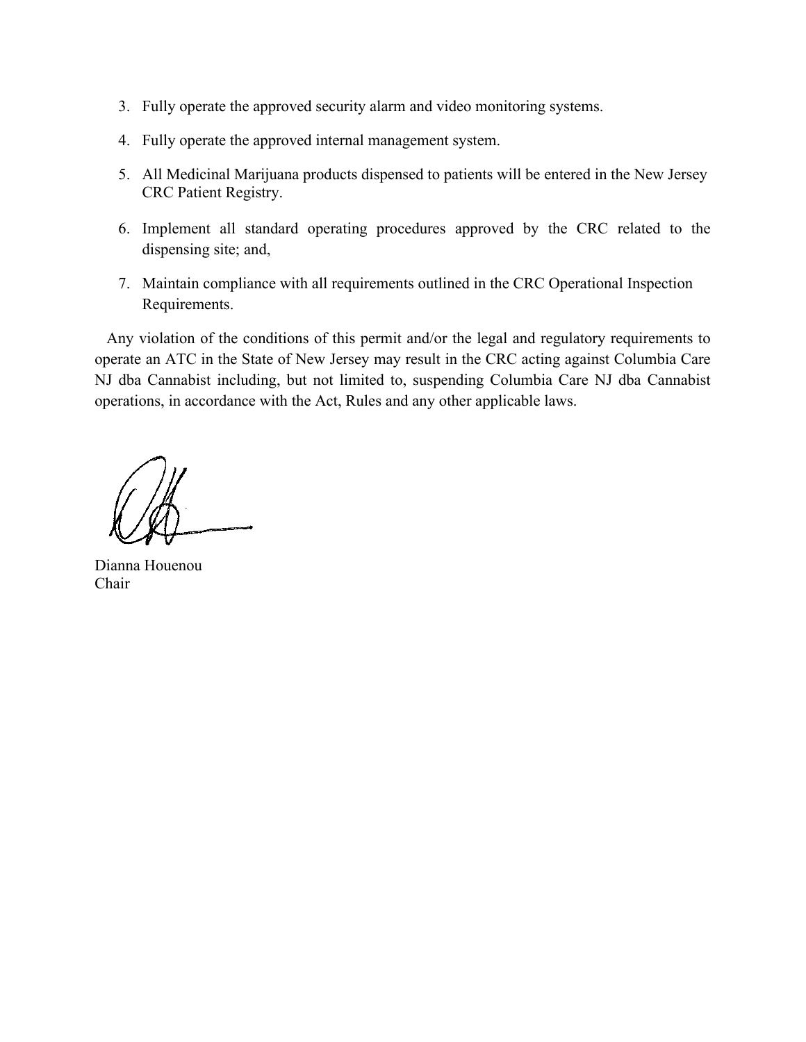3. Fully operate the approved security alarm and video monitoring systems.

4. Fully operate the approved internal management system.

5. All Medicinal Marijuana products dispensed to patients will be entered in the New Jersey CRC Patient Registry.

6. Implement all standard operating procedures approved by the CRC related to the dispensing site; and,

7. Maintain compliance with all requirements outlined in the CRC Operational Inspection Requirements.

Any violation of the conditions of this permit and/or the legal and regulatory requirements to operate an ATC in the State of New Jersey may result in the CRC acting against Columbia Care NJ dba Cannabist including, but not limited to, suspending Columbia Care NJ dba Cannabist operations, in accordance with the Act, Rules and any other applicable laws.

Dianna Houenou
Chair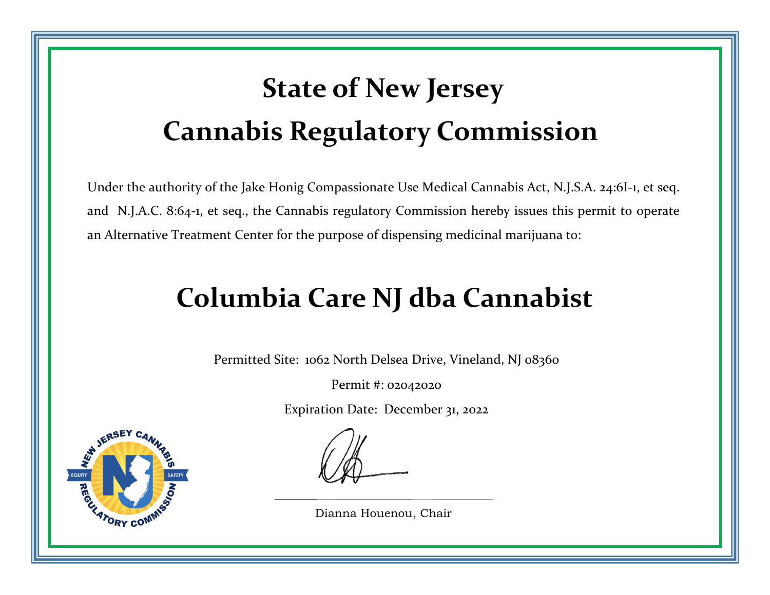# State of New Jersey

# Cannabis Regulatory Commission

Under the authority of the Jake Honig Compassionate Use Medical Cannabis Act, N.J.S.A. 24:6I-1, et seq. and N.J.A.C. 8:64-1, et seq., the Cannabis regulatory Commission hereby issues this permit to operate an Alternative Treatment Center for the purpose of dispensing medicinal marijuana to:

## Columbia Care NJ dba Cannabist

Permitted Site: 1062 North Delsea Drive, Vineland, NJ 08360

Permit #: 02042020

Expiration Date: December 31, 2022

Dianna Houenou, Chair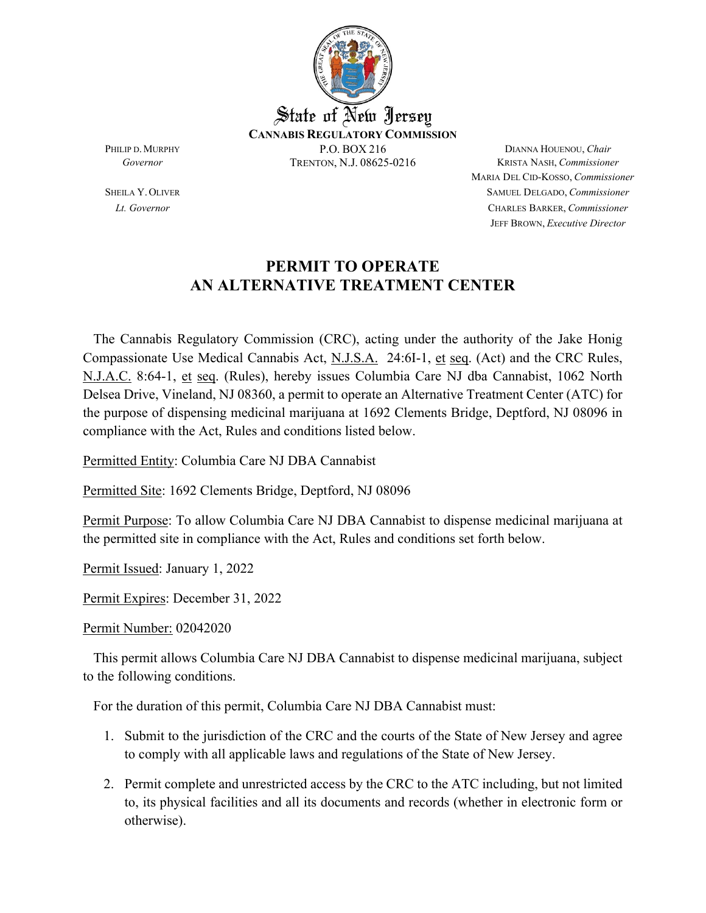State of New Jersey

**CANNABIS REGULATORY COMMISSION**

P.O. BOX 216
TRENTON, N.J. 08625-0216

PHILIP D. MURPHY
*Governor*

SHEILA Y. OLIVER
*Lt. Governor*

DIANNA HOUENOU, *Chair*
KRISTA NASH, *Commissioner*
MARIA DEL CID-KOSSO, *Commissioner*
SAMUEL DELGADO, *Commissioner*
CHARLES BARKER, *Commissioner*
JEFF BROWN, *Executive Director*

# PERMIT TO OPERATE AN ALTERNATIVE TREATMENT CENTER

The Cannabis Regulatory Commission (CRC), acting under the authority of the Jake Honig Compassionate Use Medical Cannabis Act, N.J.S.A. 24:6I-1, et seq. (Act) and the CRC Rules, N.J.A.C. 8:64-1, et seq. (Rules), hereby issues Columbia Care NJ dba Cannabist, 1062 North Delsea Drive, Vineland, NJ 08360, a permit to operate an Alternative Treatment Center (ATC) for the purpose of dispensing medicinal marijuana at 1692 Clements Bridge, Deptford, NJ 08096 in compliance with the Act, Rules and conditions listed below.

Permitted Entity: Columbia Care NJ DBA Cannabist

Permitted Site: 1692 Clements Bridge, Deptford, NJ 08096

Permit Purpose: To allow Columbia Care NJ DBA Cannabist to dispense medicinal marijuana at the permitted site in compliance with the Act, Rules and conditions set forth below.

Permit Issued: January 1, 2022

Permit Expires: December 31, 2022

Permit Number: 02042020

This permit allows Columbia Care NJ DBA Cannabist to dispense medicinal marijuana, subject to the following conditions.

For the duration of this permit, Columbia Care NJ DBA Cannabist must:

1. Submit to the jurisdiction of the CRC and the courts of the State of New Jersey and agree to comply with all applicable laws and regulations of the State of New Jersey.
2. Permit complete and unrestricted access by the CRC to the ATC including, but not limited to, its physical facilities and all its documents and records (whether in electronic form or otherwise).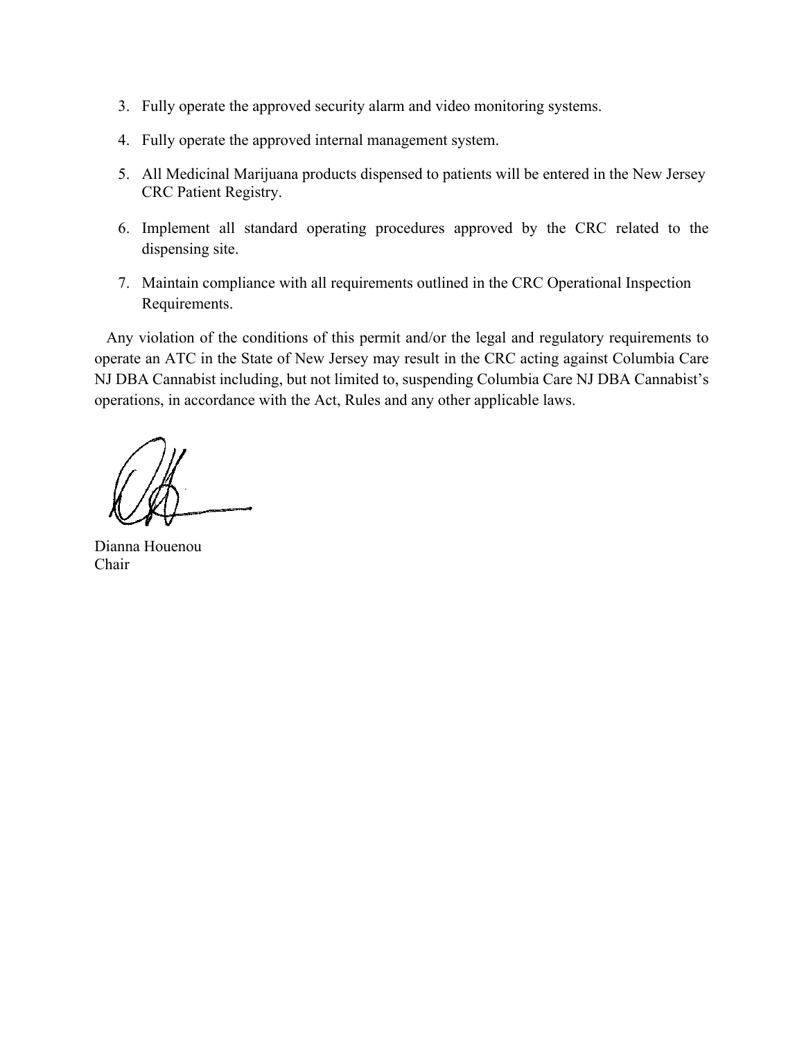3. Fully operate the approved security alarm and video monitoring systems.

4. Fully operate the approved internal management system.

5. All Medicinal Marijuana products dispensed to patients will be entered in the New Jersey CRC Patient Registry.

6. Implement all standard operating procedures approved by the CRC related to the dispensing site.

7. Maintain compliance with all requirements outlined in the CRC Operational Inspection Requirements.

Any violation of the conditions of this permit and/or the legal and regulatory requirements to operate an ATC in the State of New Jersey may result in the CRC acting against Columbia Care NJ DBA Cannabist including, but not limited to, suspending Columbia Care NJ DBA Cannabist's operations, in accordance with the Act, Rules and any other applicable laws.

Dianna Houenou
Chair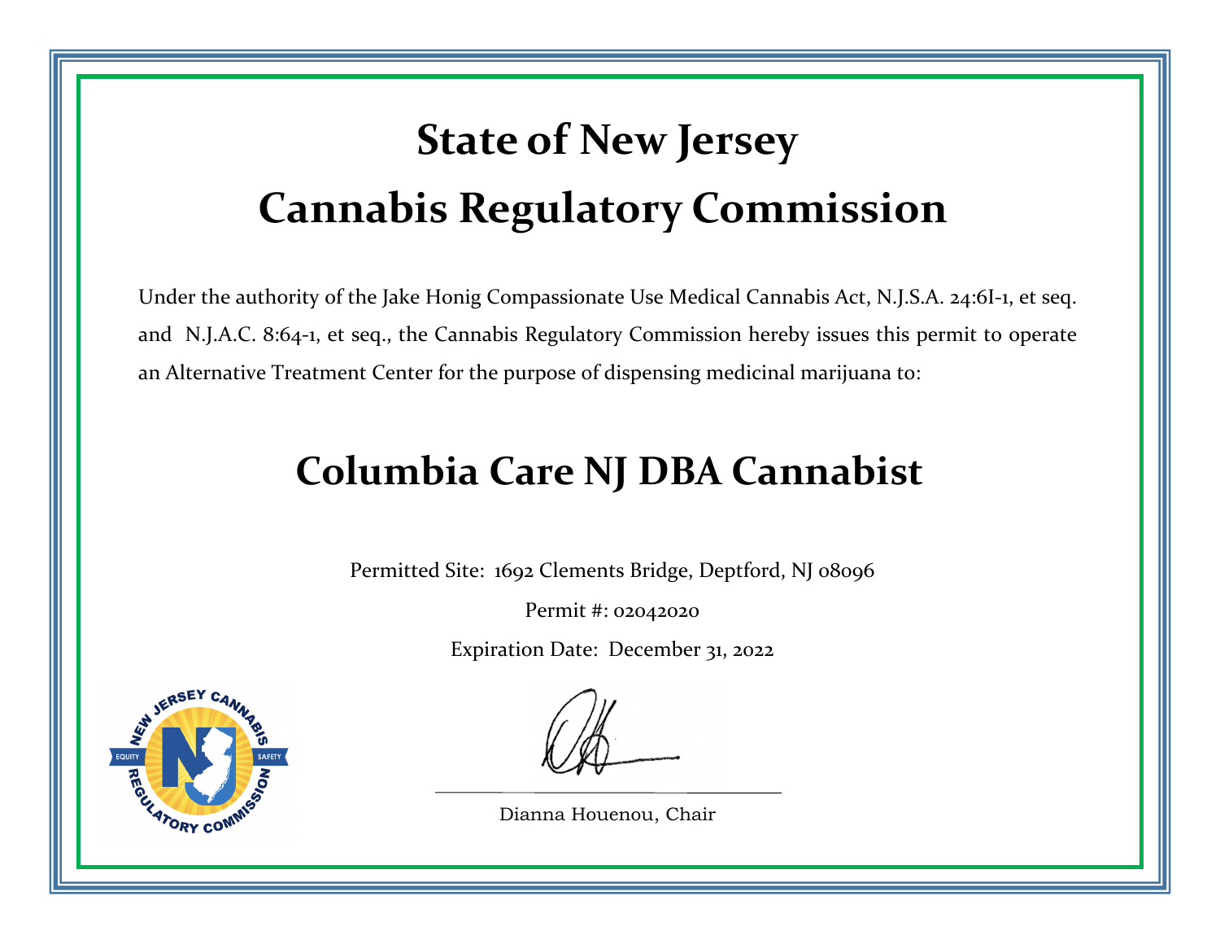# State of New Jersey

# Cannabis Regulatory Commission

Under the authority of the Jake Honig Compassionate Use Medical Cannabis Act, N.J.S.A. 24:6I-1, et seq. and N.J.A.C. 8:64-1, et seq., the Cannabis Regulatory Commission hereby issues this permit to operate an Alternative Treatment Center for the purpose of dispensing medicinal marijuana to:

## Columbia Care NJ DBA Cannabist

Permitted Site: 1692 Clements Bridge, Deptford, NJ 08096

Permit #: 02042020

Expiration Date: December 31, 2022

NEW JERSEY CANNABIS REGULATORY COMMISSION

EQUITY NJ SAFETY

Dianna Houenou, Chair